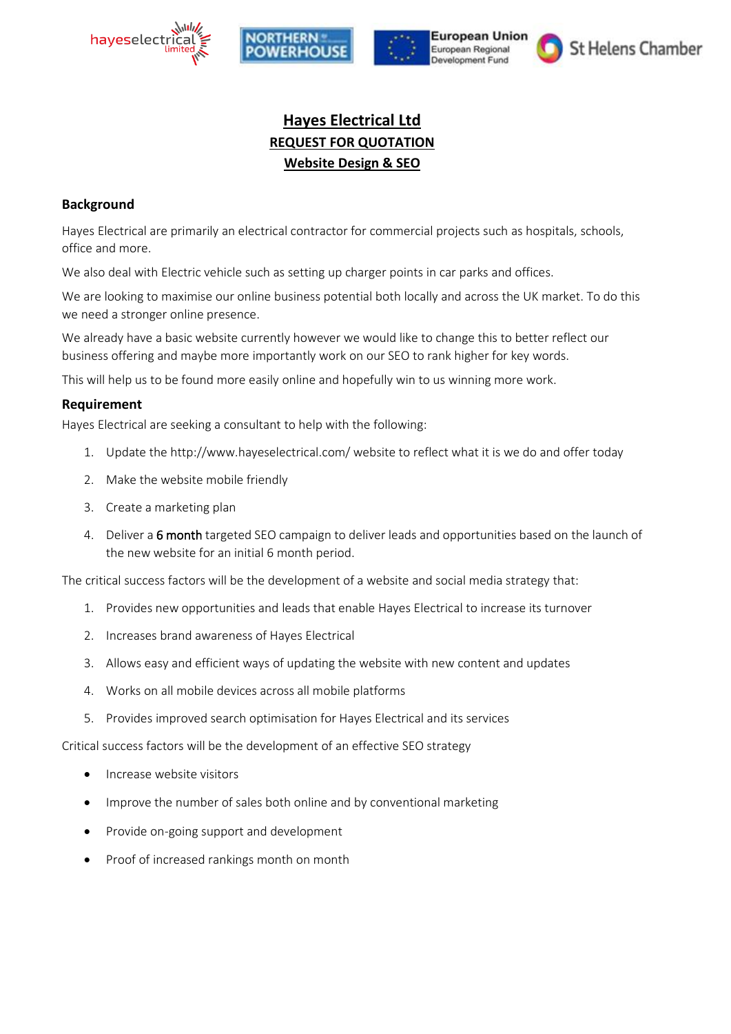# Hayes Electrical Ltd

## REQUEST FOR QUOTATION

## Website Design & SEO

### Background

Hayes Electrical are primarily an electrical contractor for commercial projects such as hospitals, schools, office and more.

We also deal with Electric vehicle such as setting up charger points in car parks and offices.

We are looking to maximise our online business potential both locally and across the UK market. To do this we need a stronger online presence.

We already have a basic website currently however we would like to change this to better reflect our business offering and maybe more importantly work on our SEO to rank higher for key words.

This will help us to be found more easily online and hopefully win to us winning more work.

### Requirement

Hayes Electrical are seeking a consultant to help with the following:

1. Update the http://www.hayeselectrical.com/ website to reflect what it is we do and offer today
2. Make the website mobile friendly
3. Create a marketing plan
4. Deliver a 6 month targeted SEO campaign to deliver leads and opportunities based on the launch of the new website for an initial 6 month period.

The critical success factors will be the development of a website and social media strategy that:

1. Provides new opportunities and leads that enable Hayes Electrical to increase its turnover
2. Increases brand awareness of Hayes Electrical
3. Allows easy and efficient ways of updating the website with new content and updates
4. Works on all mobile devices across all mobile platforms
5. Provides improved search optimisation for Hayes Electrical and its services

Critical success factors will be the development of an effective SEO strategy

- Increase website visitors
- Improve the number of sales both online and by conventional marketing
- Provide on-going support and development
- Proof of increased rankings month on month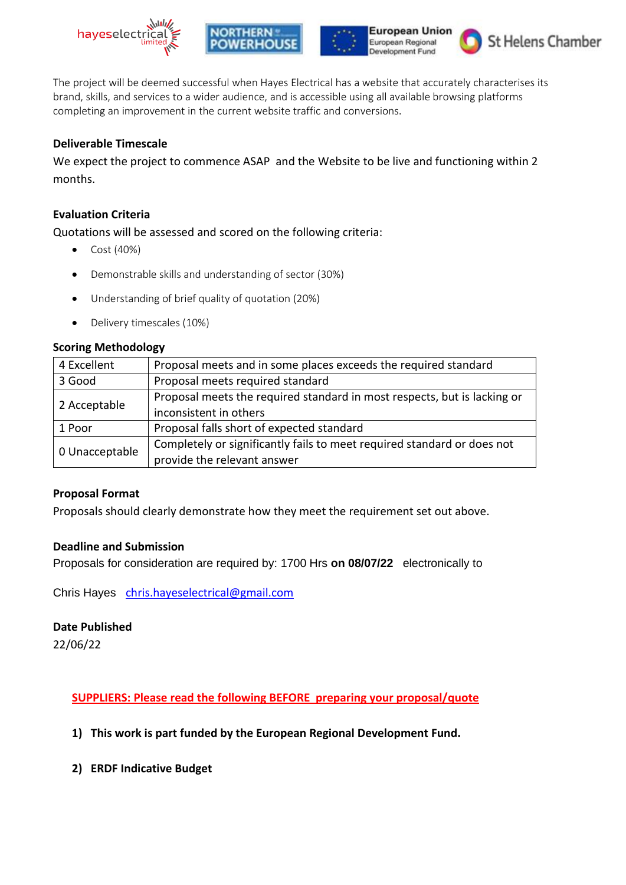The project will be deemed successful when Hayes Electrical has a website that accurately characterises its brand, skills, and services to a wider audience, and is accessible using all available browsing platforms completing an improvement in the current website traffic and conversions.

**Deliverable Timescale**

We expect the project to commence ASAP and the Website to be live and functioning within 2 months.

**Evaluation Criteria**

Quotations will be assessed and scored on the following criteria:

- Cost (40%)
- Demonstrable skills and understanding of sector (30%)
- Understanding of brief quality of quotation (20%)
- Delivery timescales (10%)

**Scoring Methodology**

| | |
|---|---|
| 4 Excellent | Proposal meets and in some places exceeds the required standard |
| 3 Good | Proposal meets required standard |
| 2 Acceptable | Proposal meets the required standard in most respects, but is lacking or inconsistent in others |
| 1 Poor | Proposal falls short of expected standard |
| 0 Unacceptable | Completely or significantly fails to meet required standard or does not provide the relevant answer |

**Proposal Format**

Proposals should clearly demonstrate how they meet the requirement set out above.

**Deadline and Submission**

Proposals for consideration are required by: 1700 Hrs **on 08/07/22** electronically to

Chris Hayes chris.hayeselectrical@gmail.com

**Date Published**

22/06/22

**SUPPLIERS: Please read the following BEFORE preparing your proposal/quote**

1) **This work is part funded by the European Regional Development Fund.**

2) **ERDF Indicative Budget**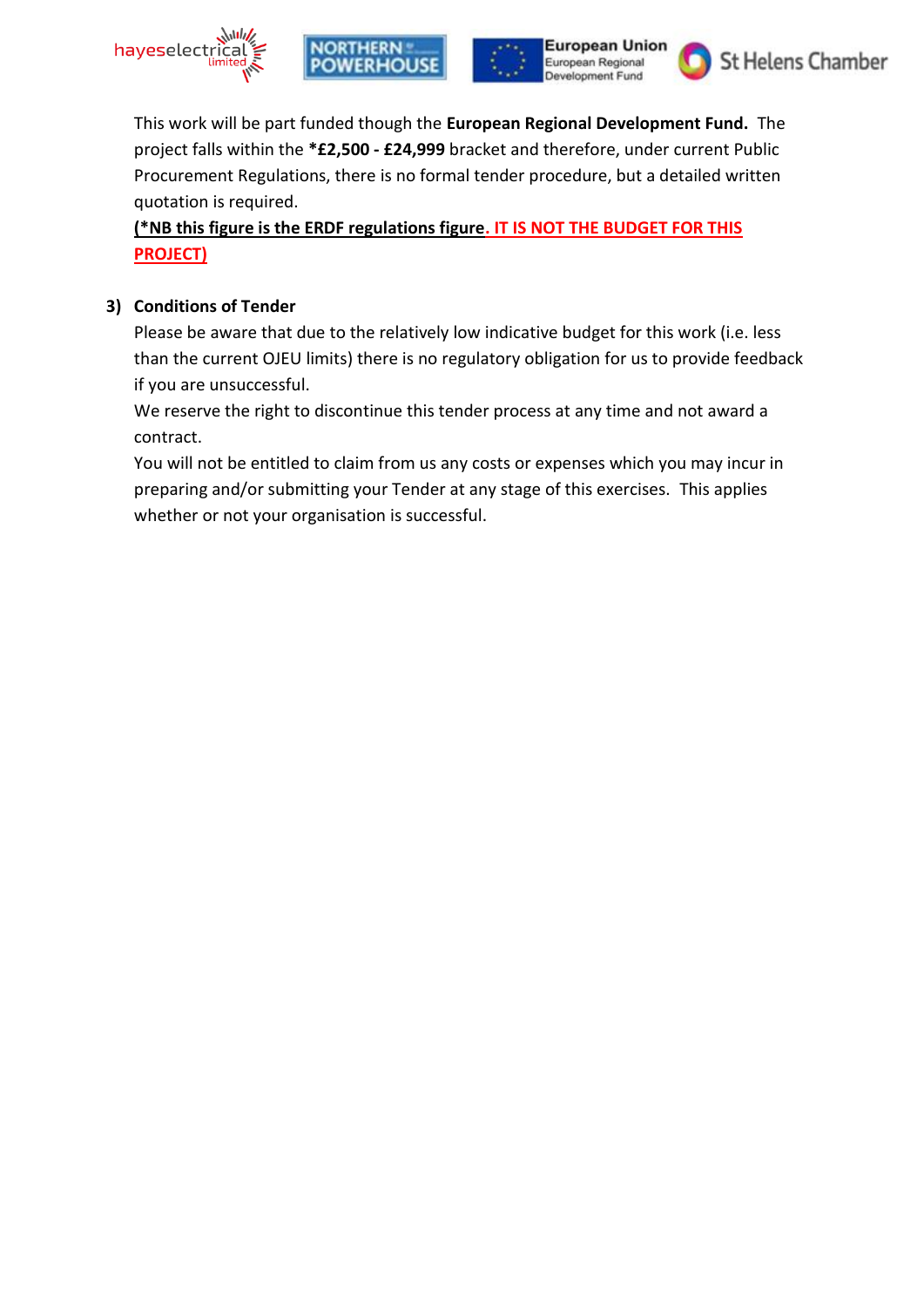This work will be part funded though the **European Regional Development Fund.** The project falls within the ***£2,500 - £24,999** bracket and therefore, under current Public Procurement Regulations, there is no formal tender procedure, but a detailed written quotation is required.

**(*NB this figure is the ERDF regulations figure. IT IS NOT THE BUDGET FOR THIS PROJECT)**

3) **Conditions of Tender**

Please be aware that due to the relatively low indicative budget for this work (i.e. less than the current OJEU limits) there is no regulatory obligation for us to provide feedback if you are unsuccessful.

We reserve the right to discontinue this tender process at any time and not award a contract.

You will not be entitled to claim from us any costs or expenses which you may incur in preparing and/or submitting your Tender at any stage of this exercises. This applies whether or not your organisation is successful.